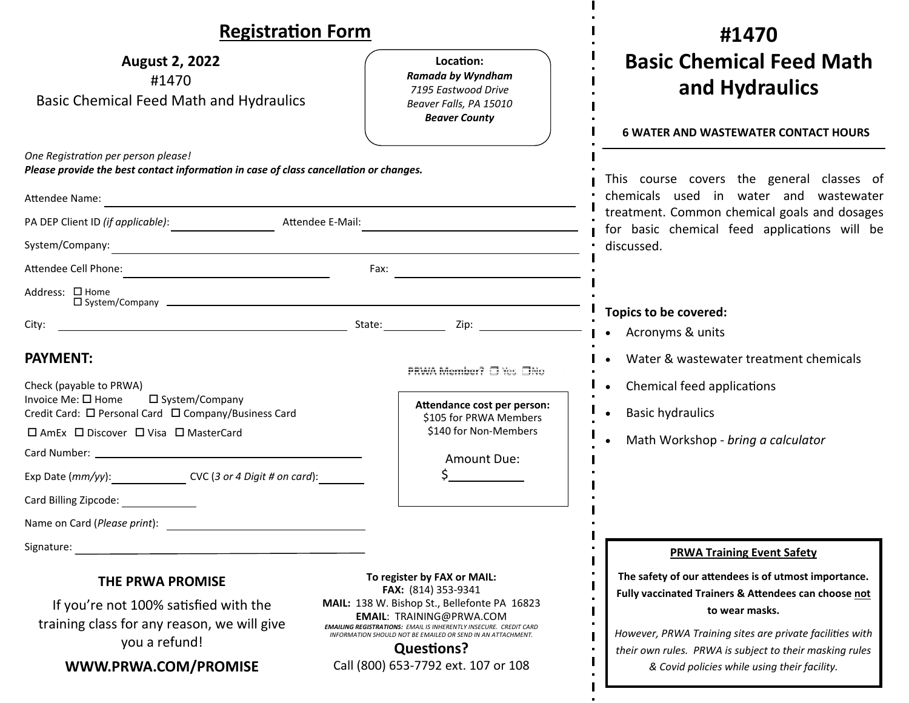## Registration Form

**August 2, 2022**
#1470
Basic Chemical Feed Math and Hydraulics

**Location:**
***Ramada by Wyndham***
*7195 Eastwood Drive*
*Beaver Falls, PA 15010*
***Beaver County***

*One Registration per person please!*
***Please provide the best contact information in case of class cancellation or changes.***

Attendee Name: ____________________

PA DEP Client ID *(if applicable)*: __________ Attendee E-Mail: __________

System/Company: ____________________

Attendee Cell Phone: __________ Fax: __________

Address: ☐ Home ☐ System/Company ____________________

City: __________ State: ______ Zip: ______

### PAYMENT:

PRWA Member? ☐ Yes ☐No

Check (payable to PRWA)
Invoice Me: ☐ Home ☐ System/Company
Credit Card: ☐ Personal Card ☐ Company/Business Card
☐ AmEx ☐ Discover ☐ Visa ☐ MasterCard

Card Number: ____________________

Exp Date (*mm/yy*): ______ CVC (*3 or 4 Digit # on card*): ______

Card Billing Zipcode: ______

Name on Card (*Please print*): ____________________

Signature: ____________________

**Attendance cost per person:**
$105 for PRWA Members
$140 for Non-Members

Amount Due:
$__________

### THE PRWA PROMISE

If you're not 100% satisfied with the training class for any reason, we will give you a refund!

**WWW.PRWA.COM/PROMISE**

**To register by FAX or MAIL:**
**FAX:** (814) 353-9341
**MAIL:** 138 W. Bishop St., Bellefonte PA 16823
**EMAIL**: TRAINING@PRWA.COM
***EMAILING REGISTRATIONS:** EMAIL IS INHERENTLY INSECURE. CREDIT CARD INFORMATION SHOULD NOT BE EMAILED OR SEND IN AN ATTACHMENT.*

**Questions?**
Call (800) 653-7792 ext. 107 or 108

# #1470 Basic Chemical Feed Math and Hydraulics

**6 WATER AND WASTEWATER CONTACT HOURS**

This course covers the general classes of chemicals used in water and wastewater treatment. Common chemical goals and dosages for basic chemical feed applications will be discussed.

**Topics to be covered:**

- Acronyms & units
- Water & wastewater treatment chemicals
- Chemical feed applications
- Basic hydraulics
- Math Workshop - *bring a calculator*

**PRWA Training Event Safety**

**The safety of our attendees is of utmost importance. Fully vaccinated Trainers & Attendees can choose not to wear masks.**

*However, PRWA Training sites are private facilities with their own rules. PRWA is subject to their masking rules & Covid policies while using their facility.*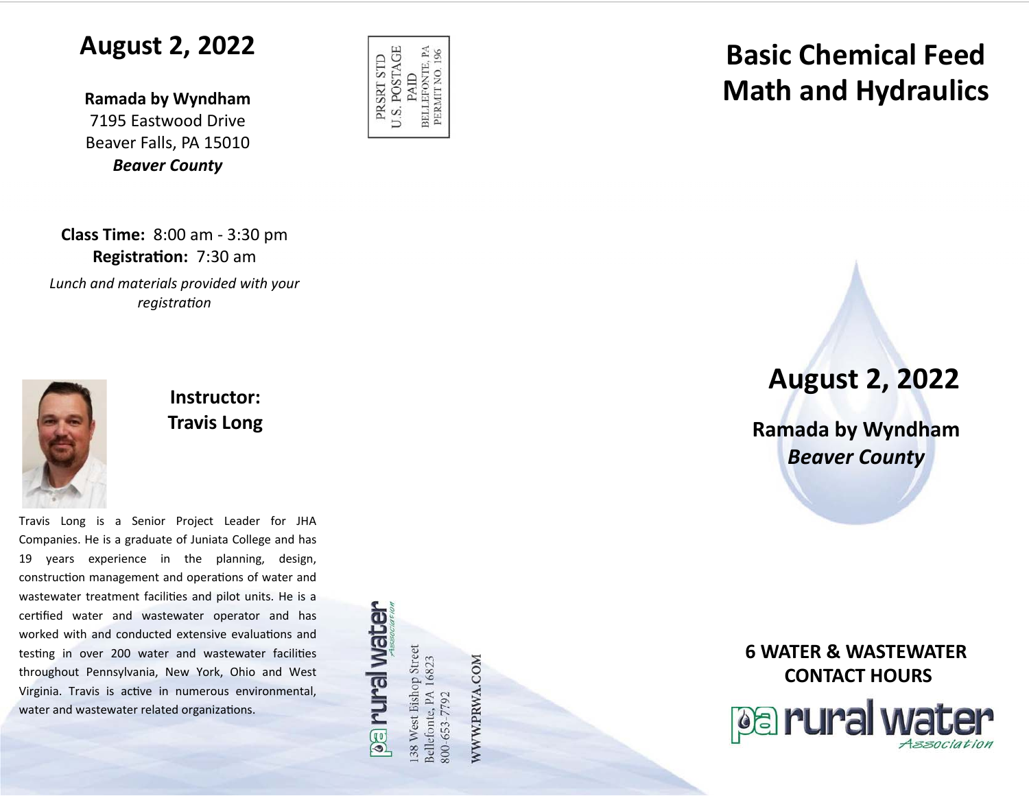## August 2, 2022

**Ramada by Wyndham**
7195 Eastwood Drive
Beaver Falls, PA 15010
***Beaver County***

**Class Time:** 8:00 am - 3:30 pm
**Registration:** 7:30 am

*Lunch and materials provided with your registration*

**Instructor:**
**Travis Long**

Travis Long is a Senior Project Leader for JHA Companies. He is a graduate of Juniata College and has 19 years experience in the planning, design, construction management and operations of water and wastewater treatment facilities and pilot units. He is a certified water and wastewater operator and has worked with and conducted extensive evaluations and testing in over 200 water and wastewater facilities throughout Pennsylvania, New York, Ohio and West Virginia. Travis is active in numerous environmental, water and wastewater related organizations.

PRSRT STD
U.S. POSTAGE
PAID
BELLEFONTE, PA
PERMIT NO. 196

pa rural water Association
138 West Bishop Street
Bellefonte, PA 16823
800-653-7792

WWW.PRWA.COM

# Basic Chemical Feed Math and Hydraulics

## August 2, 2022

**Ramada by Wyndham**
***Beaver County***

**6 WATER & WASTEWATER CONTACT HOURS**

pa rural water Association